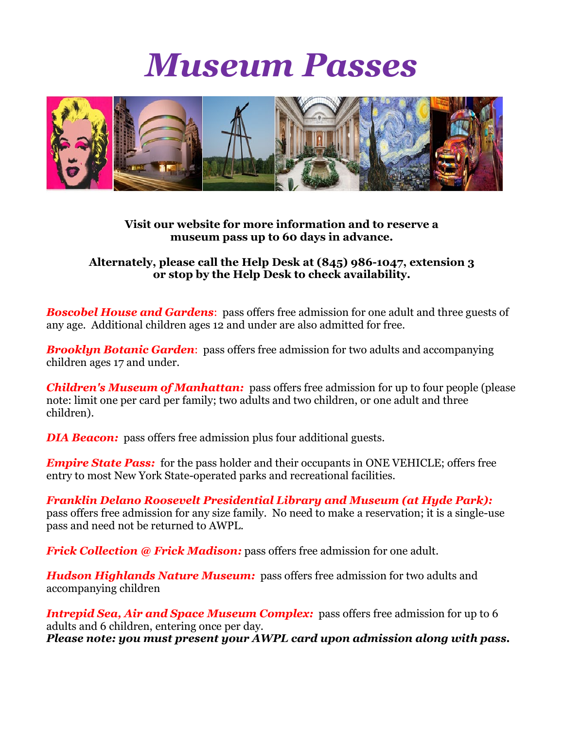# Museum Passes

**Visit our website for more information and to reserve a museum pass up to 60 days in advance.**

**Alternately, please call the Help Desk at (845) 986-1047, extension 3 or stop by the Help Desk to check availability.**

***Boscobel House and Gardens***: pass offers free admission for one adult and three guests of any age. Additional children ages 12 and under are also admitted for free.

***Brooklyn Botanic Garden***: pass offers free admission for two adults and accompanying children ages 17 and under.

***Children's Museum of Manhattan:*** pass offers free admission for up to four people (please note: limit one per card per family; two adults and two children, or one adult and three children).

***DIA Beacon:*** pass offers free admission plus four additional guests.

***Empire State Pass:*** for the pass holder and their occupants in ONE VEHICLE; offers free entry to most New York State-operated parks and recreational facilities.

***Franklin Delano Roosevelt Presidential Library and Museum (at Hyde Park):*** pass offers free admission for any size family. No need to make a reservation; it is a single-use pass and need not be returned to AWPL.

***Frick Collection @ Frick Madison:*** pass offers free admission for one adult.

***Hudson Highlands Nature Museum:*** pass offers free admission for two adults and accompanying children

***Intrepid Sea, Air and Space Museum Complex:*** pass offers free admission for up to 6 adults and 6 children, entering once per day.
***Please note: you must present your AWPL card upon admission along with pass.***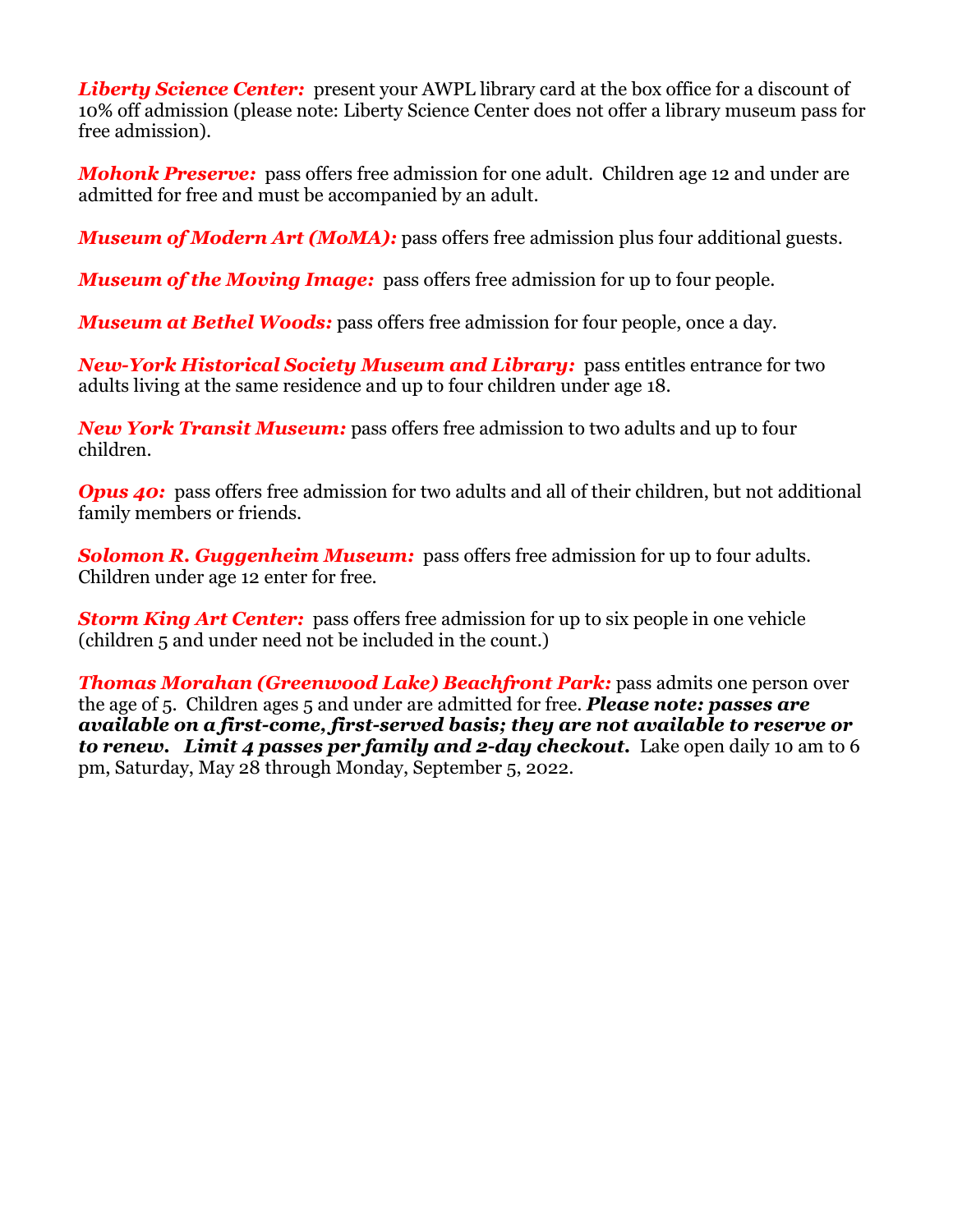***Liberty Science Center:*** present your AWPL library card at the box office for a discount of 10% off admission (please note: Liberty Science Center does not offer a library museum pass for free admission).

***Mohonk Preserve:*** pass offers free admission for one adult. Children age 12 and under are admitted for free and must be accompanied by an adult.

***Museum of Modern Art (MoMA):*** pass offers free admission plus four additional guests.

***Museum of the Moving Image:*** pass offers free admission for up to four people.

***Museum at Bethel Woods:*** pass offers free admission for four people, once a day.

***New-York Historical Society Museum and Library:*** pass entitles entrance for two adults living at the same residence and up to four children under age 18.

***New York Transit Museum:*** pass offers free admission to two adults and up to four children.

***Opus 40:*** pass offers free admission for two adults and all of their children, but not additional family members or friends.

***Solomon R. Guggenheim Museum:*** pass offers free admission for up to four adults. Children under age 12 enter for free.

***Storm King Art Center:*** pass offers free admission for up to six people in one vehicle (children 5 and under need not be included in the count.)

***Thomas Morahan (Greenwood Lake) Beachfront Park:*** pass admits one person over the age of 5. Children ages 5 and under are admitted for free. ***Please note: passes are available on a first-come, first-served basis; they are not available to reserve or to renew. Limit 4 passes per family and 2-day checkout.*** Lake open daily 10 am to 6 pm, Saturday, May 28 through Monday, September 5, 2022.